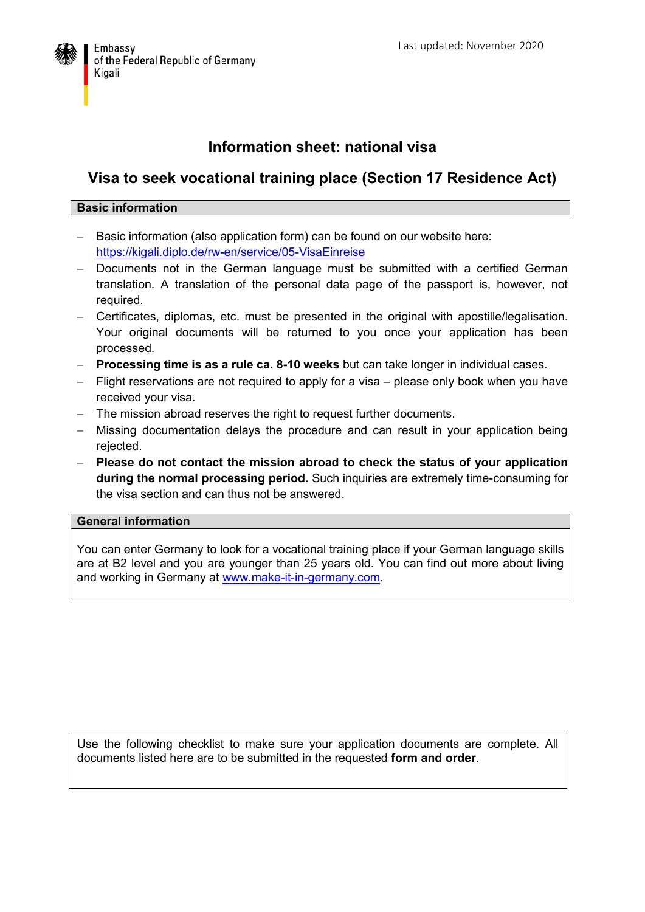Embassy
of the Federal Republic of Germany
Kigali

Last updated: November 2020

# Information sheet: national visa

## Visa to seek vocational training place (Section 17 Residence Act)

### Basic information

- Basic information (also application form) can be found on our website here: [https://kigali.diplo.de/rw-en/service/05-VisaEinreise](https://kigali.diplo.de/rw-en/service/05-VisaEinreise)
- Documents not in the German language must be submitted with a certified German translation. A translation of the personal data page of the passport is, however, not required.
- Certificates, diplomas, etc. must be presented in the original with apostille/legalisation. Your original documents will be returned to you once your application has been processed.
- **Processing time is as a rule ca. 8-10 weeks** but can take longer in individual cases.
- Flight reservations are not required to apply for a visa – please only book when you have received your visa.
- The mission abroad reserves the right to request further documents.
- Missing documentation delays the procedure and can result in your application being rejected.
- **Please do not contact the mission abroad to check the status of your application during the normal processing period.** Such inquiries are extremely time-consuming for the visa section and can thus not be answered.

### General information

You can enter Germany to look for a vocational training place if your German language skills are at B2 level and you are younger than 25 years old. You can find out more about living and working in Germany at [www.make-it-in-germany.com](http://www.make-it-in-germany.com).

Use the following checklist to make sure your application documents are complete. All documents listed here are to be submitted in the requested **form and order**.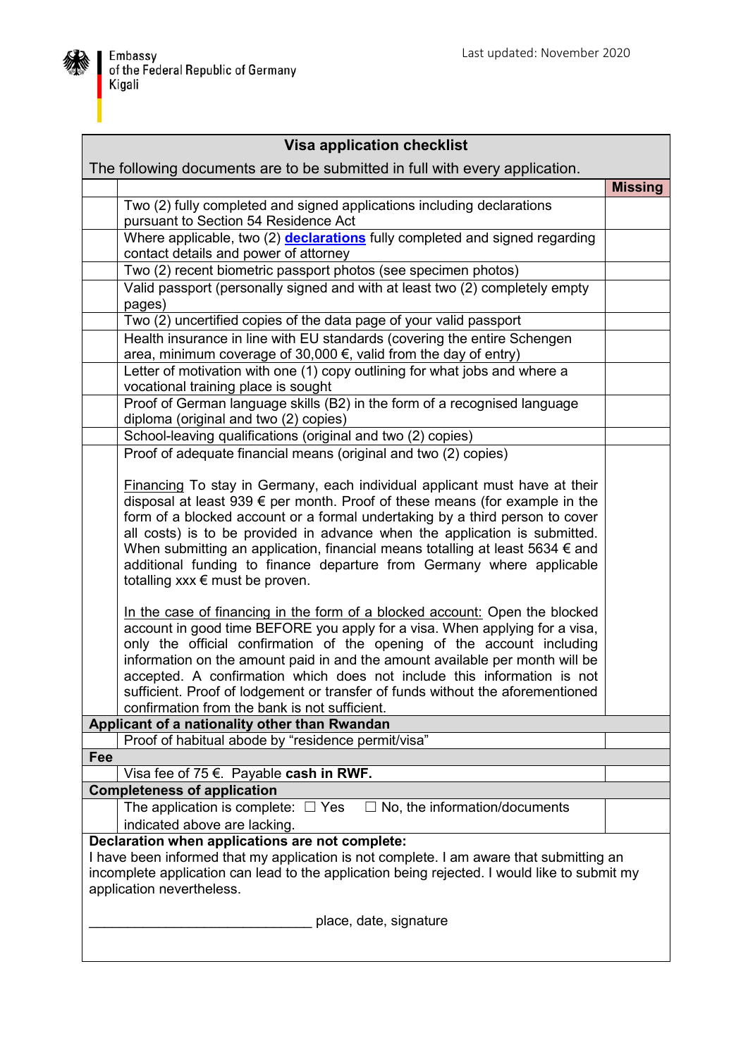Embassy
of the Federal Republic of Germany
Kigali

Last updated: November 2020

| | Visa application checklist | |
|---|---|---|
| | The following documents are to be submitted in full with every application. | |
| | | **Missing** |
| | Two (2) fully completed and signed applications including declarations pursuant to Section 54 Residence Act | |
| | Where applicable, two (2) **declarations** fully completed and signed regarding contact details and power of attorney | |
| | Two (2) recent biometric passport photos (see specimen photos) | |
| | Valid passport (personally signed and with at least two (2) completely empty pages) | |
| | Two (2) uncertified copies of the data page of your valid passport | |
| | Health insurance in line with EU standards (covering the entire Schengen area, minimum coverage of 30,000 €, valid from the day of entry) | |
| | Letter of motivation with one (1) copy outlining for what jobs and where a vocational training place is sought | |
| | Proof of German language skills (B2) in the form of a recognised language diploma (original and two (2) copies) | |
| | School-leaving qualifications (original and two (2) copies) | |
| | Proof of adequate financial means (original and two (2) copies)<br><br>Financing To stay in Germany, each individual applicant must have at their disposal at least 939 € per month. Proof of these means (for example in the form of a blocked account or a formal undertaking by a third person to cover all costs) is to be provided in advance when the application is submitted. When submitting an application, financial means totalling at least 5634 € and additional funding to finance departure from Germany where applicable totalling xxx € must be proven.<br><br>In the case of financing in the form of a blocked account: Open the blocked account in good time BEFORE you apply for a visa. When applying for a visa, only the official confirmation of the opening of the account including information on the amount paid in and the amount available per month will be accepted. A confirmation which does not include this information is not sufficient. Proof of lodgement or transfer of funds without the aforementioned confirmation from the bank is not sufficient. | |
| **Applicant of a nationality other than Rwandan** | | |
| | Proof of habitual abode by "residence permit/visa" | |
| **Fee** | | |
| | Visa fee of 75 €. Payable **cash in RWF.** | |
| **Completeness of application** | | |
| | The application is complete: ☐ Yes ☐ No, the information/documents indicated above are lacking. | |

**Declaration when applications are not complete:**

I have been informed that my application is not complete. I am aware that submitting an incomplete application can lead to the application being rejected. I would like to submit my application nevertheless.

_____________________________ place, date, signature